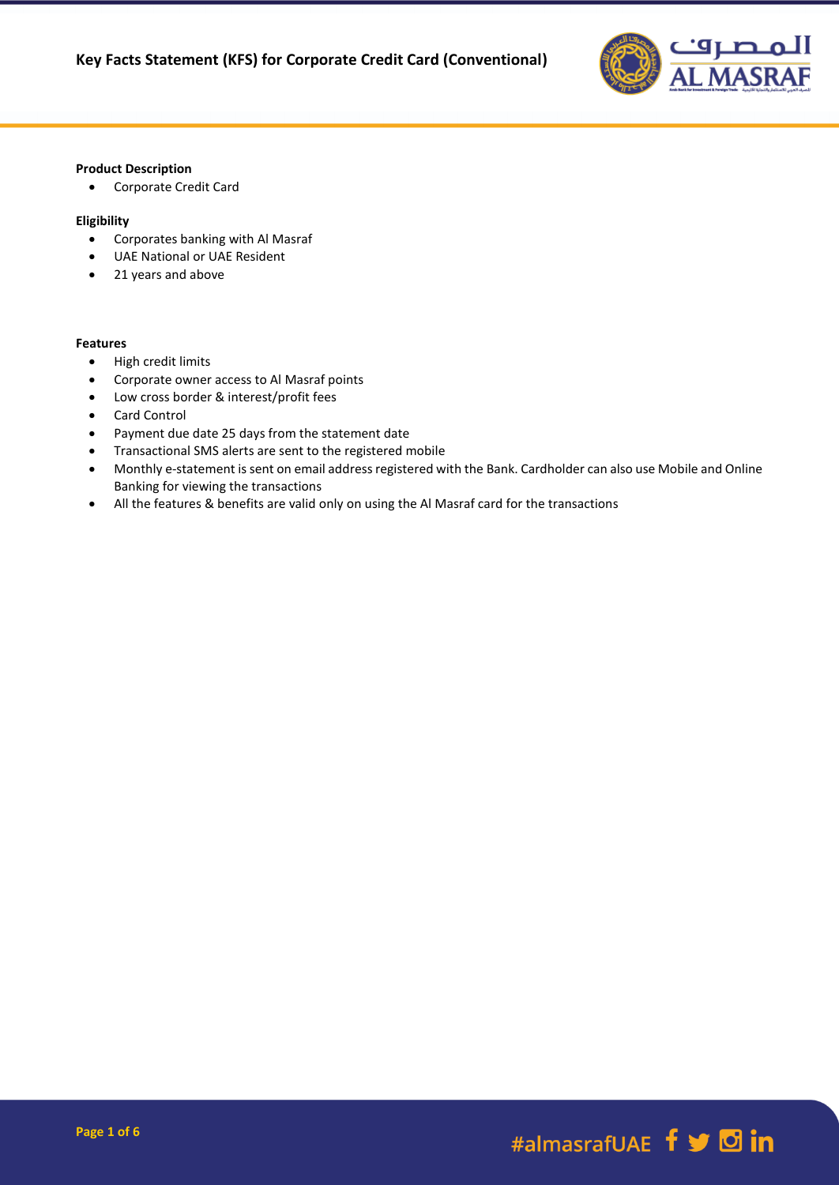# Key Facts Statement (KFS) for Corporate Credit Card (Conventional)

**Product Description**

- Corporate Credit Card

**Eligibility**

- Corporates banking with Al Masraf
- UAE National or UAE Resident
- 21 years and above

**Features**

- High credit limits
- Corporate owner access to Al Masraf points
- Low cross border & interest/profit fees
- Card Control
- Payment due date 25 days from the statement date
- Transactional SMS alerts are sent to the registered mobile
- Monthly e-statement is sent on email address registered with the Bank. Cardholder can also use Mobile and Online Banking for viewing the transactions
- All the features & benefits are valid only on using the Al Masraf card for the transactions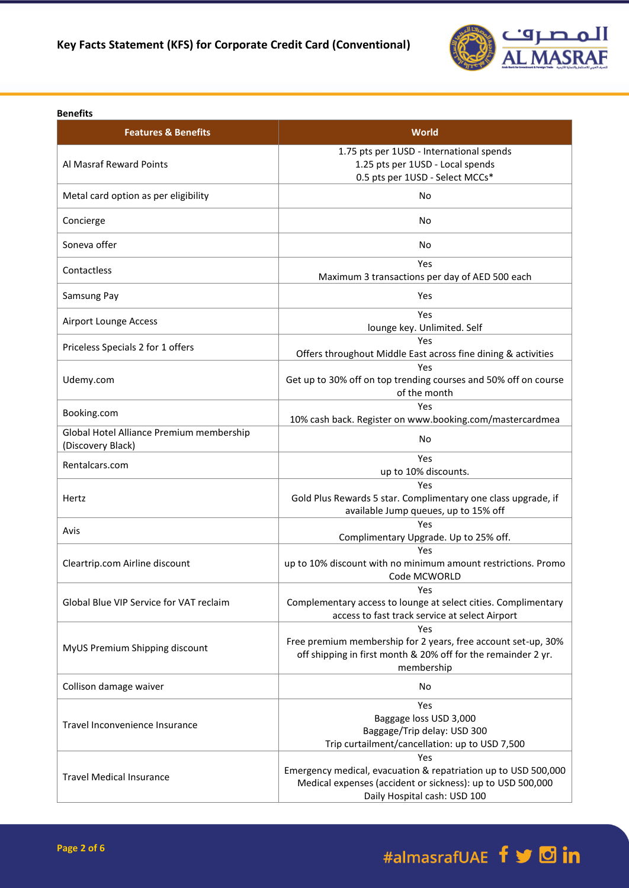**Benefits**

| Features & Benefits | World |
|---|---|
| Al Masraf Reward Points | 1.75 pts per 1USD - International spends<br>1.25 pts per 1USD - Local spends<br>0.5 pts per 1USD - Select MCCs* |
| Metal card option as per eligibility | No |
| Concierge | No |
| Soneva offer | No |
| Contactless | Yes<br>Maximum 3 transactions per day of AED 500 each |
| Samsung Pay | Yes |
| Airport Lounge Access | Yes<br>lounge key. Unlimited. Self |
| Priceless Specials 2 for 1 offers | Yes<br>Offers throughout Middle East across fine dining & activities |
| Udemy.com | Yes<br>Get up to 30% off on top trending courses and 50% off on course of the month |
| Booking.com | Yes<br>10% cash back. Register on www.booking.com/mastercardmea |
| Global Hotel Alliance Premium membership (Discovery Black) | No |
| Rentalcars.com | Yes<br>up to 10% discounts. |
| Hertz | Yes<br>Gold Plus Rewards 5 star. Complimentary one class upgrade, if available Jump queues, up to 15% off |
| Avis | Yes<br>Complimentary Upgrade. Up to 25% off. |
| Cleartrip.com Airline discount | Yes<br>up to 10% discount with no minimum amount restrictions. Promo Code MCWORLD |
| Global Blue VIP Service for VAT reclaim | Yes<br>Complementary access to lounge at select cities. Complimentary access to fast track service at select Airport |
| MyUS Premium Shipping discount | Yes<br>Free premium membership for 2 years, free account set-up, 30% off shipping in first month & 20% off for the remainder 2 yr. membership |
| Collison damage waiver | No |
| Travel Inconvenience Insurance | Yes<br>Baggage loss USD 3,000<br>Baggage/Trip delay: USD 300<br>Trip curtailment/cancellation: up to USD 7,500 |
| Travel Medical Insurance | Yes<br>Emergency medical, evacuation & repatriation up to USD 500,000<br>Medical expenses (accident or sickness): up to USD 500,000<br>Daily Hospital cash: USD 100 |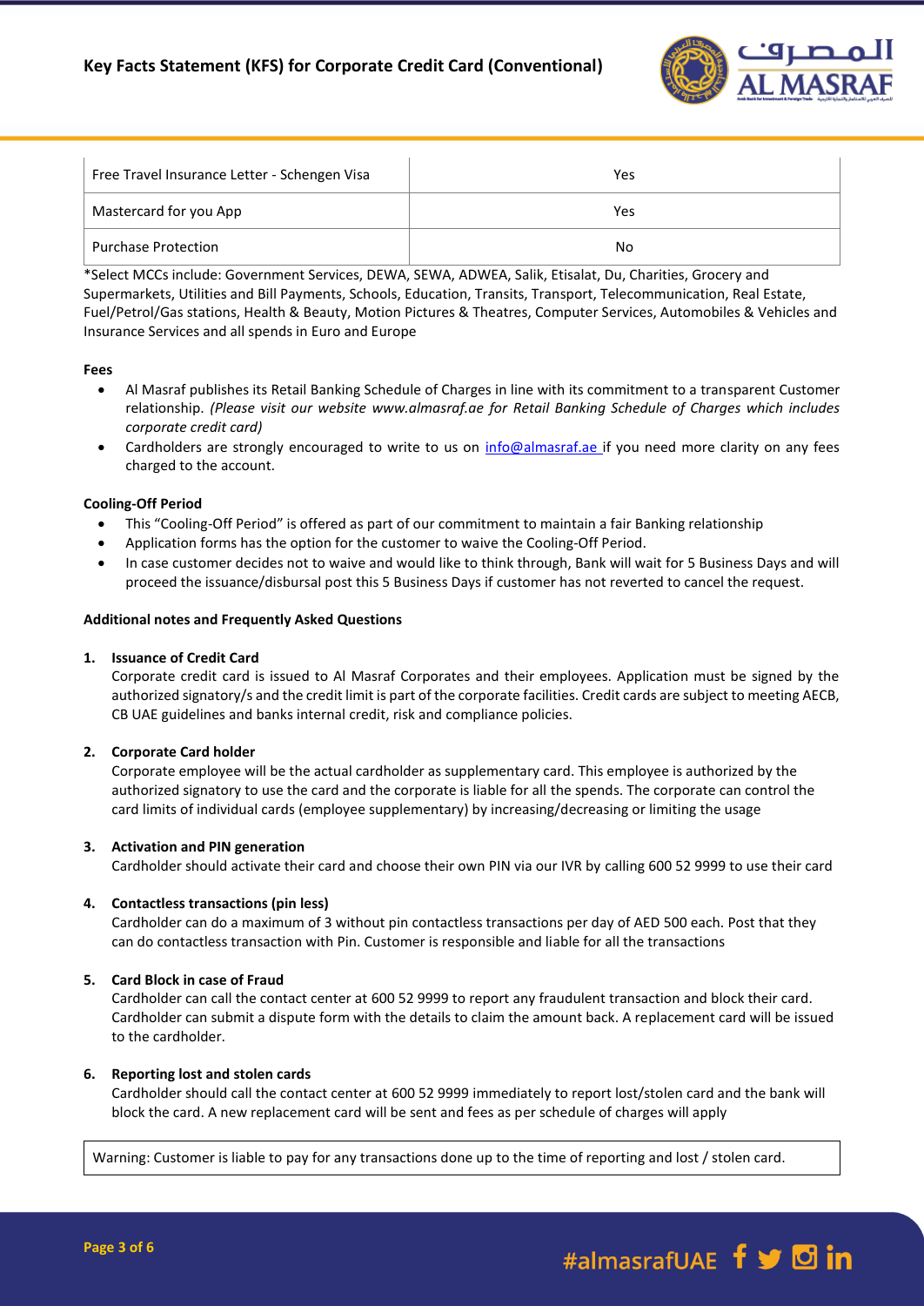| Free Travel Insurance Letter - Schengen Visa | Yes |
| --- | --- |
| Mastercard for you App | Yes |
| Purchase Protection | No |

*Select MCCs include: Government Services, DEWA, SEWA, ADWEA, Salik, Etisalat, Du, Charities, Grocery and Supermarkets, Utilities and Bill Payments, Schools, Education, Transits, Transport, Telecommunication, Real Estate, Fuel/Petrol/Gas stations, Health & Beauty, Motion Pictures & Theatres, Computer Services, Automobiles & Vehicles and Insurance Services and all spends in Euro and Europe

**Fees**

- Al Masraf publishes its Retail Banking Schedule of Charges in line with its commitment to a transparent Customer relationship. *(Please visit our website www.almasraf.ae for Retail Banking Schedule of Charges which includes corporate credit card)*
- Cardholders are strongly encouraged to write to us on info@almasraf.ae if you need more clarity on any fees charged to the account.

**Cooling-Off Period**

- This "Cooling-Off Period" is offered as part of our commitment to maintain a fair Banking relationship
- Application forms has the option for the customer to waive the Cooling-Off Period.
- In case customer decides not to waive and would like to think through, Bank will wait for 5 Business Days and will proceed the issuance/disbursal post this 5 Business Days if customer has not reverted to cancel the request.

**Additional notes and Frequently Asked Questions**

1. **Issuance of Credit Card**
   Corporate credit card is issued to Al Masraf Corporates and their employees. Application must be signed by the authorized signatory/s and the credit limit is part of the corporate facilities. Credit cards are subject to meeting AECB, CB UAE guidelines and banks internal credit, risk and compliance policies.

2. **Corporate Card holder**
   Corporate employee will be the actual cardholder as supplementary card. This employee is authorized by the authorized signatory to use the card and the corporate is liable for all the spends. The corporate can control the card limits of individual cards (employee supplementary) by increasing/decreasing or limiting the usage

3. **Activation and PIN generation**
   Cardholder should activate their card and choose their own PIN via our IVR by calling 600 52 9999 to use their card

4. **Contactless transactions (pin less)**
   Cardholder can do a maximum of 3 without pin contactless transactions per day of AED 500 each. Post that they can do contactless transaction with Pin. Customer is responsible and liable for all the transactions

5. **Card Block in case of Fraud**
   Cardholder can call the contact center at 600 52 9999 to report any fraudulent transaction and block their card. Cardholder can submit a dispute form with the details to claim the amount back. A replacement card will be issued to the cardholder.

6. **Reporting lost and stolen cards**
   Cardholder should call the contact center at 600 52 9999 immediately to report lost/stolen card and the bank will block the card. A new replacement card will be sent and fees as per schedule of charges will apply

| Warning: Customer is liable to pay for any transactions done up to the time of reporting and lost / stolen card. |
| --- |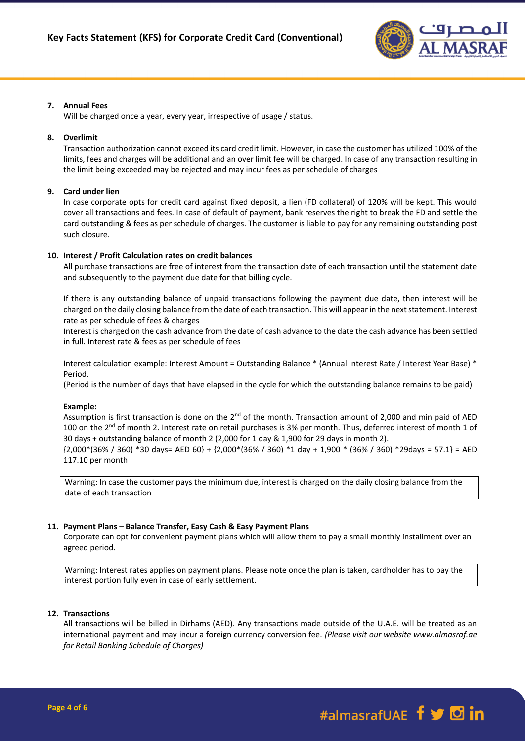**7. Annual Fees**

Will be charged once a year, every year, irrespective of usage / status.

**8. Overlimit**

Transaction authorization cannot exceed its card credit limit. However, in case the customer has utilized 100% of the limits, fees and charges will be additional and an over limit fee will be charged. In case of any transaction resulting in the limit being exceeded may be rejected and may incur fees as per schedule of charges

**9. Card under lien**

In case corporate opts for credit card against fixed deposit, a lien (FD collateral) of 120% will be kept. This would cover all transactions and fees. In case of default of payment, bank reserves the right to break the FD and settle the card outstanding & fees as per schedule of charges. The customer is liable to pay for any remaining outstanding post such closure.

**10. Interest / Profit Calculation rates on credit balances**

All purchase transactions are free of interest from the transaction date of each transaction until the statement date and subsequently to the payment due date for that billing cycle.

If there is any outstanding balance of unpaid transactions following the payment due date, then interest will be charged on the daily closing balance from the date of each transaction. This will appear in the next statement. Interest rate as per schedule of fees & charges

Interest is charged on the cash advance from the date of cash advance to the date the cash advance has been settled in full. Interest rate & fees as per schedule of fees

Interest calculation example: Interest Amount = Outstanding Balance * (Annual Interest Rate / Interest Year Base) * Period.

(Period is the number of days that have elapsed in the cycle for which the outstanding balance remains to be paid)

**Example:**

Assumption is first transaction is done on the 2nd of the month. Transaction amount of 2,000 and min paid of AED 100 on the 2nd of month 2. Interest rate on retail purchases is 3% per month. Thus, deferred interest of month 1 of 30 days + outstanding balance of month 2 (2,000 for 1 day & 1,900 for 29 days in month 2).

{2,000*(36% / 360) *30 days= AED 60} + {2,000*(36% / 360) *1 day + 1,900 * (36% / 360) *29days = 57.1} = AED 117.10 per month

> Warning: In case the customer pays the minimum due, interest is charged on the daily closing balance from the date of each transaction

**11. Payment Plans – Balance Transfer, Easy Cash & Easy Payment Plans**

Corporate can opt for convenient payment plans which will allow them to pay a small monthly installment over an agreed period.

> Warning: Interest rates applies on payment plans. Please note once the plan is taken, cardholder has to pay the interest portion fully even in case of early settlement.

**12. Transactions**

All transactions will be billed in Dirhams (AED). Any transactions made outside of the U.A.E. will be treated as an international payment and may incur a foreign currency conversion fee. *(Please visit our website www.almasraf.ae for Retail Banking Schedule of Charges)*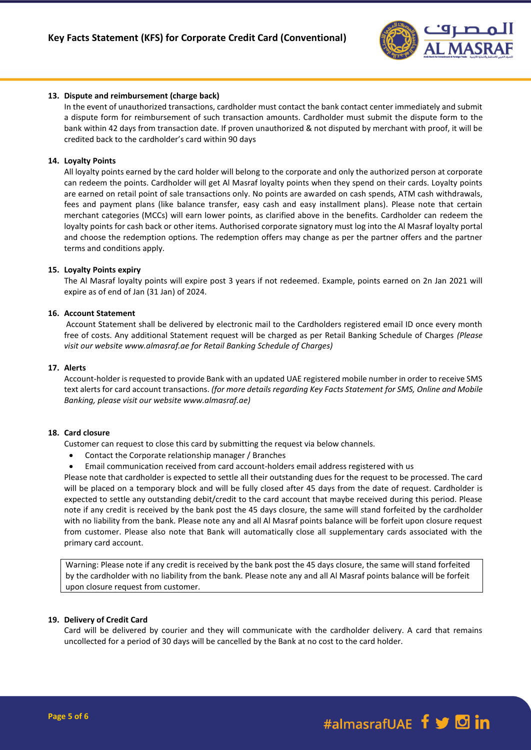### 13. Dispute and reimbursement (charge back)

In the event of unauthorized transactions, cardholder must contact the bank contact center immediately and submit a dispute form for reimbursement of such transaction amounts. Cardholder must submit the dispute form to the bank within 42 days from transaction date. If proven unauthorized & not disputed by merchant with proof, it will be credited back to the cardholder's card within 90 days

### 14. Loyalty Points

All loyalty points earned by the card holder will belong to the corporate and only the authorized person at corporate can redeem the points. Cardholder will get Al Masraf loyalty points when they spend on their cards. Loyalty points are earned on retail point of sale transactions only. No points are awarded on cash spends, ATM cash withdrawals, fees and payment plans (like balance transfer, easy cash and easy installment plans). Please note that certain merchant categories (MCCs) will earn lower points, as clarified above in the benefits. Cardholder can redeem the loyalty points for cash back or other items. Authorised corporate signatory must log into the Al Masraf loyalty portal and choose the redemption options. The redemption offers may change as per the partner offers and the partner terms and conditions apply.

### 15. Loyalty Points expiry

The Al Masraf loyalty points will expire post 3 years if not redeemed. Example, points earned on 2n Jan 2021 will expire as of end of Jan (31 Jan) of 2024.

### 16. Account Statement

Account Statement shall be delivered by electronic mail to the Cardholders registered email ID once every month free of costs. Any additional Statement request will be charged as per Retail Banking Schedule of Charges *(Please visit our website www.almasraf.ae for Retail Banking Schedule of Charges)*

### 17. Alerts

Account-holder is requested to provide Bank with an updated UAE registered mobile number in order to receive SMS text alerts for card account transactions. *(for more details regarding Key Facts Statement for SMS, Online and Mobile Banking, please visit our website www.almasraf.ae)*

### 18. Card closure

Customer can request to close this card by submitting the request via below channels.

- Contact the Corporate relationship manager / Branches
- Email communication received from card account-holders email address registered with us

Please note that cardholder is expected to settle all their outstanding dues for the request to be processed. The card will be placed on a temporary block and will be fully closed after 45 days from the date of request. Cardholder is expected to settle any outstanding debit/credit to the card account that maybe received during this period. Please note if any credit is received by the bank post the 45 days closure, the same will stand forfeited by the cardholder with no liability from the bank. Please note any and all Al Masraf points balance will be forfeit upon closure request from customer. Please also note that Bank will automatically close all supplementary cards associated with the primary card account.

| Warning: Please note if any credit is received by the bank post the 45 days closure, the same will stand forfeited by the cardholder with no liability from the bank. Please note any and all Al Masraf points balance will be forfeit upon closure request from customer. |
|---|

### 19. Delivery of Credit Card

Card will be delivered by courier and they will communicate with the cardholder delivery. A card that remains uncollected for a period of 30 days will be cancelled by the Bank at no cost to the card holder.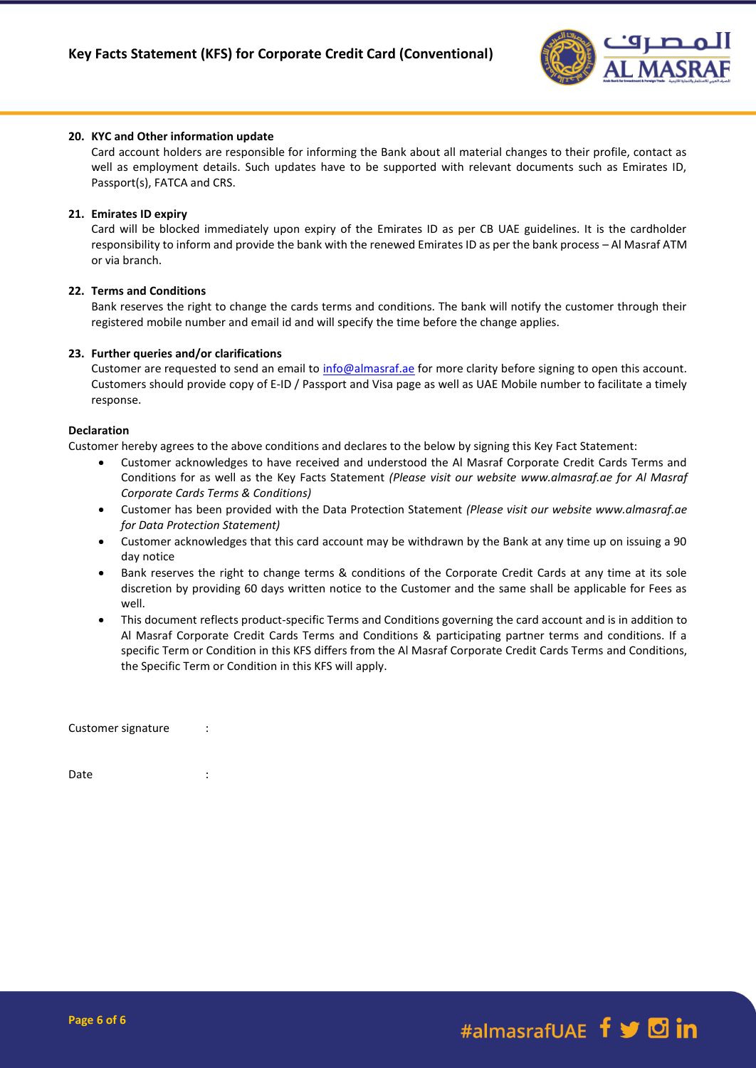**20. KYC and Other information update**

Card account holders are responsible for informing the Bank about all material changes to their profile, contact as well as employment details. Such updates have to be supported with relevant documents such as Emirates ID, Passport(s), FATCA and CRS.

**21. Emirates ID expiry**

Card will be blocked immediately upon expiry of the Emirates ID as per CB UAE guidelines. It is the cardholder responsibility to inform and provide the bank with the renewed Emirates ID as per the bank process – Al Masraf ATM or via branch.

**22. Terms and Conditions**

Bank reserves the right to change the cards terms and conditions. The bank will notify the customer through their registered mobile number and email id and will specify the time before the change applies.

**23. Further queries and/or clarifications**

Customer are requested to send an email to info@almasraf.ae for more clarity before signing to open this account. Customers should provide copy of E-ID / Passport and Visa page as well as UAE Mobile number to facilitate a timely response.

**Declaration**

Customer hereby agrees to the above conditions and declares to the below by signing this Key Fact Statement:

- Customer acknowledges to have received and understood the Al Masraf Corporate Credit Cards Terms and Conditions for as well as the Key Facts Statement *(Please visit our website www.almasraf.ae for Al Masraf Corporate Cards Terms & Conditions)*
- Customer has been provided with the Data Protection Statement *(Please visit our website www.almasraf.ae for Data Protection Statement)*
- Customer acknowledges that this card account may be withdrawn by the Bank at any time up on issuing a 90 day notice
- Bank reserves the right to change terms & conditions of the Corporate Credit Cards at any time at its sole discretion by providing 60 days written notice to the Customer and the same shall be applicable for Fees as well.
- This document reflects product-specific Terms and Conditions governing the card account and is in addition to Al Masraf Corporate Credit Cards Terms and Conditions & participating partner terms and conditions. If a specific Term or Condition in this KFS differs from the Al Masraf Corporate Credit Cards Terms and Conditions, the Specific Term or Condition in this KFS will apply.

Customer signature :

Date :